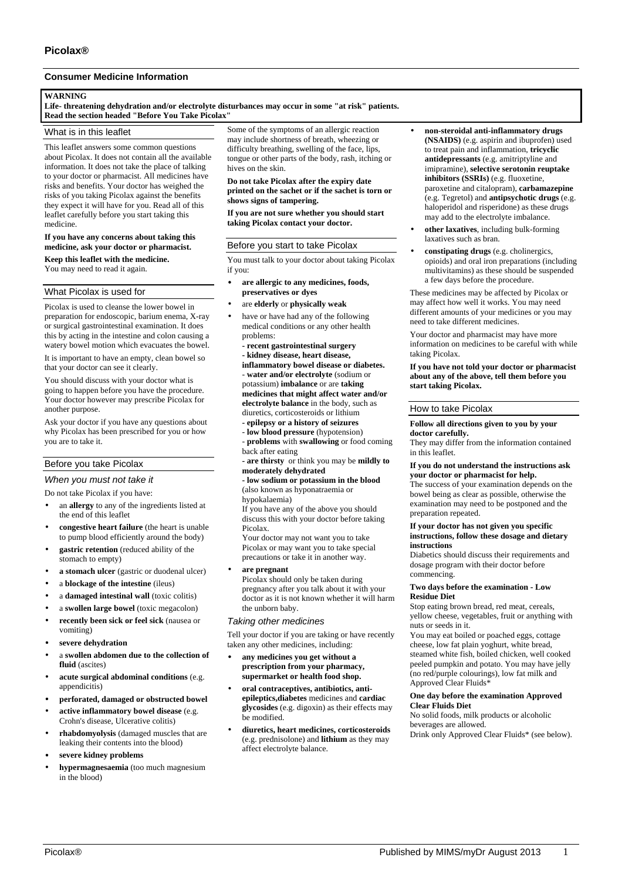# Picolax®

## Consumer Medicine Information

**WARNING**
**Life- threatening dehydration and/or electrolyte disturbances may occur in some "at risk" patients. Read the section headed "Before You Take Picolax"**

### What is in this leaflet

This leaflet answers some common questions about Picolax. It does not contain all the available information. It does not take the place of talking to your doctor or pharmacist. All medicines have risks and benefits. Your doctor has weighed the risks of you taking Picolax against the benefits they expect it will have for you. Read all of this leaflet carefully before you start taking this medicine.

**If you have any concerns about taking this medicine, ask your doctor or pharmacist.**

**Keep this leaflet with the medicine.**
You may need to read it again.

### What Picolax is used for

Picolax is used to cleanse the lower bowel in preparation for endoscopic, barium enema, X-ray or surgical gastrointestinal examination. It does this by acting in the intestine and colon causing a watery bowel motion which evacuates the bowel.

It is important to have an empty, clean bowel so that your doctor can see it clearly.

You should discuss with your doctor what is going to happen before you have the procedure. Your doctor however may prescribe Picolax for another purpose.

Ask your doctor if you have any questions about why Picolax has been prescribed for you or how you are to take it.

### Before you take Picolax

#### *When you must not take it*

Do not take Picolax if you have:

- an **allergy** to any of the ingredients listed at the end of this leaflet
- **congestive heart failure** (the heart is unable to pump blood efficiently around the body)
- **gastric retention** (reduced ability of the stomach to empty)
- **a stomach ulcer** (gastric or duodenal ulcer)
- a **blockage of the intestine** (ileus)
- a **damaged intestinal wall** (toxic colitis)
- a **swollen large bowel** (toxic megacolon)
- **recently been sick or feel sick** (nausea or vomiting)
- **severe dehydration**
- a **swollen abdomen due to the collection of fluid** (ascites)
- **acute surgical abdominal conditions** (e.g. appendicitis)
- **perforated, damaged or obstructed bowel**
- **active inflammatory bowel disease** (e.g. Crohn's disease, Ulcerative colitis)
- **rhabdomyolysis** (damaged muscles that are leaking their contents into the blood)
- **severe kidney problems**
- **hypermagnesaemia** (too much magnesium in the blood)

Some of the symptoms of an allergic reaction may include shortness of breath, wheezing or difficulty breathing, swelling of the face, lips, tongue or other parts of the body, rash, itching or hives on the skin.

**Do not take Picolax after the expiry date printed on the sachet or if the sachet is torn or shows signs of tampering.**

**If you are not sure whether you should start taking Picolax contact your doctor.**

### Before you start to take Picolax

You must talk to your doctor about taking Picolax if you:

- **are allergic to any medicines, foods, preservatives or dyes**
- are **elderly** or **physically weak**
- have or have had any of the following medical conditions or any other health problems:
  - **recent gastrointestinal surgery**
  - **kidney disease, heart disease, inflammatory bowel disease or diabetes.**
  - **water and/or electrolyte** (sodium or potassium) **imbalance** or are **taking medicines that might affect water and/or electrolyte balance** in the body, such as diuretics, corticosteroids or lithium
  - **epilepsy or a history of seizures**
  - **low blood pressure** (hypotension)
  - **problems** with **swallowing** or food coming back after eating
  - **are thirsty** or think you may be **mildly to moderately dehydrated**
  - **low sodium or potassium in the blood** (also known as hyponatraemia or hypokalaemia)

  If you have any of the above you should discuss this with your doctor before taking Picolax.
  Your doctor may not want you to take Picolax or may want you to take special precautions or take it in another way.
- **are pregnant**
  Picolax should only be taken during pregnancy after you talk about it with your doctor as it is not known whether it will harm the unborn baby.

#### *Taking other medicines*

Tell your doctor if you are taking or have recently taken any other medicines, including:

- **any medicines you get without a prescription from your pharmacy, supermarket or health food shop.**
- **oral contraceptives, antibiotics, anti-epileptics,diabetes** medicines and **cardiac glycosides** (e.g. digoxin) as their effects may be modified.
- **diuretics, heart medicines, corticosteroids** (e.g. prednisolone) and **lithium** as they may affect electrolyte balance.
- **non-steroidal anti-inflammatory drugs (NSAIDS)** (e.g. aspirin and ibuprofen) used to treat pain and inflammation, **tricyclic antidepressants** (e.g. amitriptyline and imipramine), **selective serotonin reuptake inhibitors (SSRIs)** (e.g. fluoxetine, paroxetine and citalopram), **carbamazepine** (e.g. Tegretol) and **antipsychotic drugs** (e.g. haloperidol and risperidone) as these drugs may add to the electrolyte imbalance.
- **other laxatives**, including bulk-forming laxatives such as bran.
- **constipating drugs** (e.g. cholinergics, opioids) and oral iron preparations (including multivitamins) as these should be suspended a few days before the procedure.

These medicines may be affected by Picolax or may affect how well it works. You may need different amounts of your medicines or you may need to take different medicines.

Your doctor and pharmacist may have more information on medicines to be careful with while taking Picolax.

**If you have not told your doctor or pharmacist about any of the above, tell them before you start taking Picolax.**

### How to take Picolax

**Follow all directions given to you by your doctor carefully.**
They may differ from the information contained in this leaflet.

**If you do not understand the instructions ask your doctor or pharmacist for help.**
The success of your examination depends on the bowel being as clear as possible, otherwise the examination may need to be postponed and the preparation repeated.

**If your doctor has not given you specific instructions, follow these dosage and dietary instructions**
Diabetics should discuss their requirements and dosage program with their doctor before commencing.

**Two days before the examination - Low Residue Diet**
Stop eating brown bread, red meat, cereals, yellow cheese, vegetables, fruit or anything with nuts or seeds in it.
You may eat boiled or poached eggs, cottage cheese, low fat plain yoghurt, white bread, steamed white fish, boiled chicken, well cooked peeled pumpkin and potato. You may have jelly (no red/purple colourings), low fat milk and Approved Clear Fluids*

**One day before the examination Approved Clear Fluids Diet**
No solid foods, milk products or alcoholic beverages are allowed.
Drink only Approved Clear Fluids* (see below).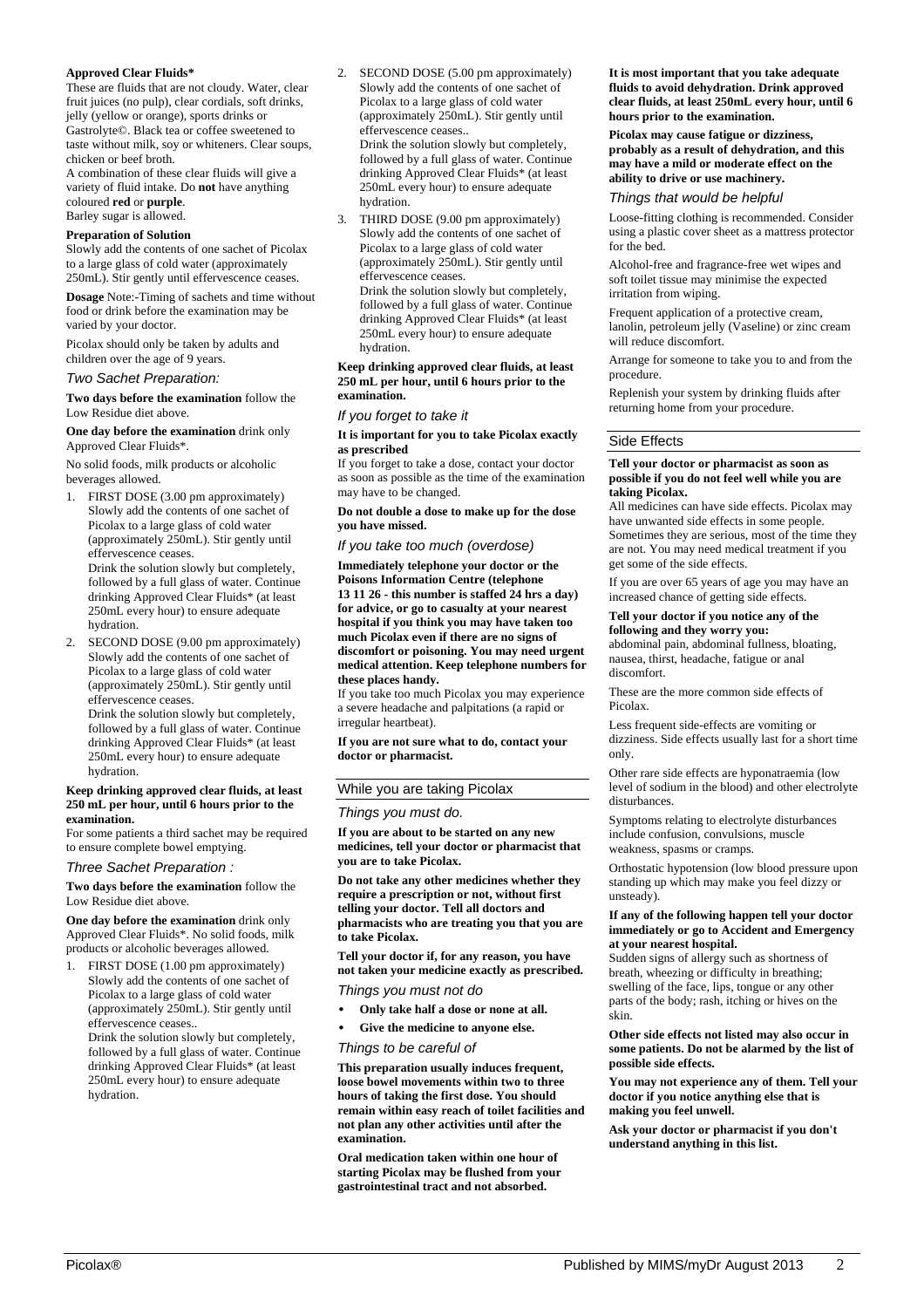**Approved Clear Fluids***

These are fluids that are not cloudy. Water, clear fruit juices (no pulp), clear cordials, soft drinks, jelly (yellow or orange), sports drinks or Gastrolyte©. Black tea or coffee sweetened to taste without milk, soy or whiteners. Clear soups, chicken or beef broth.

A combination of these clear fluids will give a variety of fluid intake. Do **not** have anything coloured **red** or **purple**.

Barley sugar is allowed.

**Preparation of Solution**

Slowly add the contents of one sachet of Picolax to a large glass of cold water (approximately 250mL). Stir gently until effervescence ceases.

**Dosage** Note:-Timing of sachets and time without food or drink before the examination may be varied by your doctor.

Picolax should only be taken by adults and children over the age of 9 years.

### *Two Sachet Preparation:*

**Two days before the examination** follow the Low Residue diet above.

**One day before the examination** drink only Approved Clear Fluids*.

No solid foods, milk products or alcoholic beverages allowed.

1. FIRST DOSE (3.00 pm approximately) Slowly add the contents of one sachet of Picolax to a large glass of cold water (approximately 250mL). Stir gently until effervescence ceases.
   Drink the solution slowly but completely, followed by a full glass of water. Continue drinking Approved Clear Fluids* (at least 250mL every hour) to ensure adequate hydration.
2. SECOND DOSE (9.00 pm approximately) Slowly add the contents of one sachet of Picolax to a large glass of cold water (approximately 250mL). Stir gently until effervescence ceases.
   Drink the solution slowly but completely, followed by a full glass of water. Continue drinking Approved Clear Fluids* (at least 250mL every hour) to ensure adequate hydration.

**Keep drinking approved clear fluids, at least 250 mL per hour, until 6 hours prior to the examination.**

For some patients a third sachet may be required to ensure complete bowel emptying.

### *Three Sachet Preparation :*

**Two days before the examination** follow the Low Residue diet above.

**One day before the examination** drink only Approved Clear Fluids*. No solid foods, milk products or alcoholic beverages allowed.

1. FIRST DOSE (1.00 pm approximately) Slowly add the contents of one sachet of Picolax to a large glass of cold water (approximately 250mL). Stir gently until effervescence ceases..
   Drink the solution slowly but completely, followed by a full glass of water. Continue drinking Approved Clear Fluids* (at least 250mL every hour) to ensure adequate hydration.
2. SECOND DOSE (5.00 pm approximately) Slowly add the contents of one sachet of Picolax to a large glass of cold water (approximately 250mL). Stir gently until effervescence ceases..
   Drink the solution slowly but completely, followed by a full glass of water. Continue drinking Approved Clear Fluids* (at least 250mL every hour) to ensure adequate hydration.
3. THIRD DOSE (9.00 pm approximately) Slowly add the contents of one sachet of Picolax to a large glass of cold water (approximately 250mL). Stir gently until effervescence ceases.
   Drink the solution slowly but completely, followed by a full glass of water. Continue drinking Approved Clear Fluids* (at least 250mL every hour) to ensure adequate hydration.

**Keep drinking approved clear fluids, at least 250 mL per hour, until 6 hours prior to the examination.**

### *If you forget to take it*

**It is important for you to take Picolax exactly as prescribed**

If you forget to take a dose, contact your doctor as soon as possible as the time of the examination may have to be changed.

**Do not double a dose to make up for the dose you have missed.**

### *If you take too much (overdose)*

**Immediately telephone your doctor or the Poisons Information Centre (telephone 13 11 26 - this number is staffed 24 hrs a day) for advice, or go to casualty at your nearest hospital if you think you may have taken too much Picolax even if there are no signs of discomfort or poisoning. You may need urgent medical attention. Keep telephone numbers for these places handy.**

If you take too much Picolax you may experience a severe headache and palpitations (a rapid or irregular heartbeat).

**If you are not sure what to do, contact your doctor or pharmacist.**

## While you are taking Picolax

### *Things you must do.*

**If you are about to be started on any new medicines, tell your doctor or pharmacist that you are to take Picolax.**

**Do not take any other medicines whether they require a prescription or not, without first telling your doctor. Tell all doctors and pharmacists who are treating you that you are to take Picolax.**

**Tell your doctor if, for any reason, you have not taken your medicine exactly as prescribed.**

### *Things you must not do*

- **Only take half a dose or none at all.**
- **Give the medicine to anyone else.**

### *Things to be careful of*

**This preparation usually induces frequent, loose bowel movements within two to three hours of taking the first dose. You should remain within easy reach of toilet facilities and not plan any other activities until after the examination.**

**Oral medication taken within one hour of starting Picolax may be flushed from your gastrointestinal tract and not absorbed.**

**It is most important that you take adequate fluids to avoid dehydration. Drink approved clear fluids, at least 250mL every hour, until 6 hours prior to the examination.**

**Picolax may cause fatigue or dizziness, probably as a result of dehydration, and this may have a mild or moderate effect on the ability to drive or use machinery.**

### *Things that would be helpful*

Loose-fitting clothing is recommended. Consider using a plastic cover sheet as a mattress protector for the bed.

Alcohol-free and fragrance-free wet wipes and soft toilet tissue may minimise the expected irritation from wiping.

Frequent application of a protective cream, lanolin, petroleum jelly (Vaseline) or zinc cream will reduce discomfort.

Arrange for someone to take you to and from the procedure.

Replenish your system by drinking fluids after returning home from your procedure.

## Side Effects

**Tell your doctor or pharmacist as soon as possible if you do not feel well while you are taking Picolax.**

All medicines can have side effects. Picolax may have unwanted side effects in some people. Sometimes they are serious, most of the time they are not. You may need medical treatment if you get some of the side effects.

If you are over 65 years of age you may have an increased chance of getting side effects.

**Tell your doctor if you notice any of the following and they worry you:**

abdominal pain, abdominal fullness, bloating, nausea, thirst, headache, fatigue or anal discomfort.

These are the more common side effects of Picolax.

Less frequent side-effects are vomiting or dizziness. Side effects usually last for a short time only.

Other rare side effects are hyponatraemia (low level of sodium in the blood) and other electrolyte disturbances.

Symptoms relating to electrolyte disturbances include confusion, convulsions, muscle weakness, spasms or cramps.

Orthostatic hypotension (low blood pressure upon standing up which may make you feel dizzy or unsteady).

**If any of the following happen tell your doctor immediately or go to Accident and Emergency at your nearest hospital.**

Sudden signs of allergy such as shortness of breath, wheezing or difficulty in breathing; swelling of the face, lips, tongue or any other parts of the body; rash, itching or hives on the skin.

**Other side effects not listed may also occur in some patients. Do not be alarmed by the list of possible side effects.**

**You may not experience any of them. Tell your doctor if you notice anything else that is making you feel unwell.**

**Ask your doctor or pharmacist if you don't understand anything in this list.**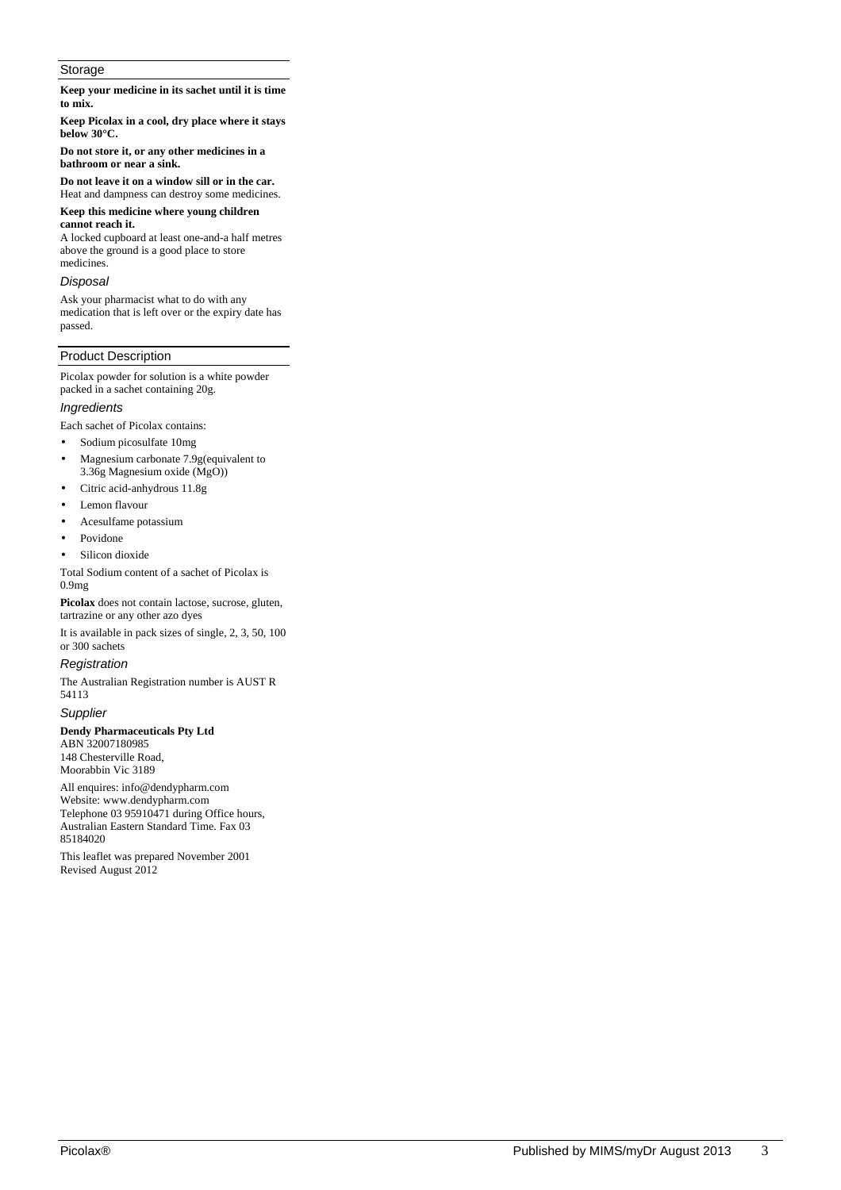## Storage

**Keep your medicine in its sachet until it is time to mix.**

**Keep Picolax in a cool, dry place where it stays below 30°C.**

**Do not store it, or any other medicines in a bathroom or near a sink.**

**Do not leave it on a window sill or in the car.** Heat and dampness can destroy some medicines.

**Keep this medicine where young children cannot reach it.**

A locked cupboard at least one-and-a half metres above the ground is a good place to store medicines.

### *Disposal*

Ask your pharmacist what to do with any medication that is left over or the expiry date has passed.

## Product Description

Picolax powder for solution is a white powder packed in a sachet containing 20g.

### *Ingredients*

Each sachet of Picolax contains:

- Sodium picosulfate 10mg
- Magnesium carbonate 7.9g(equivalent to 3.36g Magnesium oxide (MgO))
- Citric acid-anhydrous 11.8g
- Lemon flavour
- Acesulfame potassium
- Povidone
- Silicon dioxide

Total Sodium content of a sachet of Picolax is 0.9mg

**Picolax** does not contain lactose, sucrose, gluten, tartrazine or any other azo dyes

It is available in pack sizes of single, 2, 3, 50, 100 or 300 sachets

### *Registration*

The Australian Registration number is AUST R 54113

### *Supplier*

**Dendy Pharmaceuticals Pty Ltd**
ABN 32007180985
148 Chesterville Road,
Moorabbin Vic 3189

All enquires: info@dendypharm.com
Website: www.dendypharm.com
Telephone 03 95910471 during Office hours, Australian Eastern Standard Time. Fax 03 85184020

This leaflet was prepared November 2001
Revised August 2012